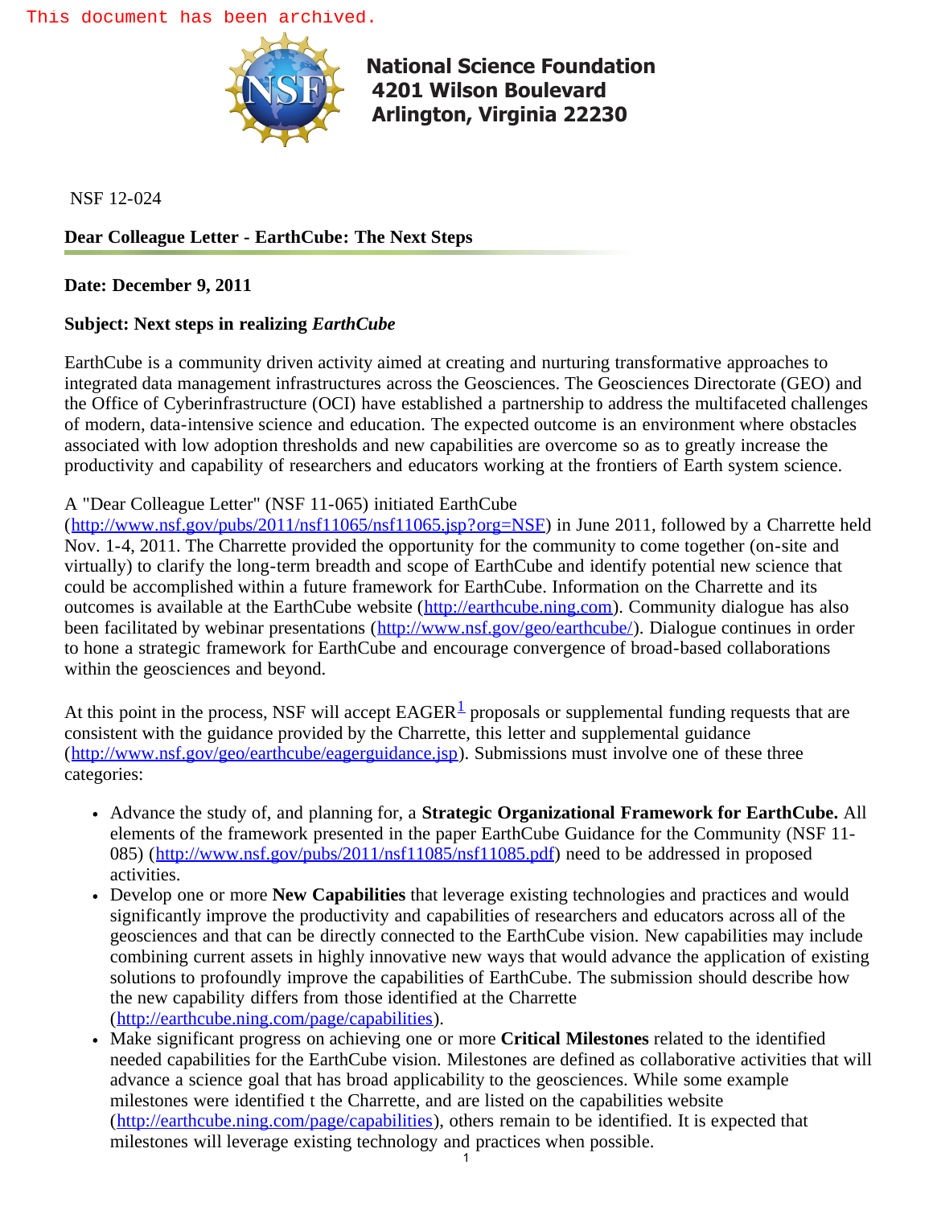This document has been archived.

**National Science Foundation**
**4201 Wilson Boulevard**
**Arlington, Virginia 22230**

NSF 12-024

**Dear Colleague Letter - EarthCube: The Next Steps**

**Date: December 9, 2011**

**Subject: Next steps in realizing *EarthCube***

EarthCube is a community driven activity aimed at creating and nurturing transformative approaches to integrated data management infrastructures across the Geosciences. The Geosciences Directorate (GEO) and the Office of Cyberinfrastructure (OCI) have established a partnership to address the multifaceted challenges of modern, data-intensive science and education. The expected outcome is an environment where obstacles associated with low adoption thresholds and new capabilities are overcome so as to greatly increase the productivity and capability of researchers and educators working at the frontiers of Earth system science.

A "Dear Colleague Letter" (NSF 11-065) initiated EarthCube (http://www.nsf.gov/pubs/2011/nsf11065/nsf11065.jsp?org=NSF) in June 2011, followed by a Charrette held Nov. 1-4, 2011. The Charrette provided the opportunity for the community to come together (on-site and virtually) to clarify the long-term breadth and scope of EarthCube and identify potential new science that could be accomplished within a future framework for EarthCube. Information on the Charrette and its outcomes is available at the EarthCube website (http://earthcube.ning.com). Community dialogue has also been facilitated by webinar presentations (http://www.nsf.gov/geo/earthcube/). Dialogue continues in order to hone a strategic framework for EarthCube and encourage convergence of broad-based collaborations within the geosciences and beyond.

At this point in the process, NSF will accept EAGER[1] proposals or supplemental funding requests that are consistent with the guidance provided by the Charrette, this letter and supplemental guidance (http://www.nsf.gov/geo/earthcube/eagerguidance.jsp). Submissions must involve one of these three categories:

- Advance the study of, and planning for, a **Strategic Organizational Framework for EarthCube.** All elements of the framework presented in the paper EarthCube Guidance for the Community (NSF 11-085) (http://www.nsf.gov/pubs/2011/nsf11085/nsf11085.pdf) need to be addressed in proposed activities.
- Develop one or more **New Capabilities** that leverage existing technologies and practices and would significantly improve the productivity and capabilities of researchers and educators across all of the geosciences and that can be directly connected to the EarthCube vision. New capabilities may include combining current assets in highly innovative new ways that would advance the application of existing solutions to profoundly improve the capabilities of EarthCube. The submission should describe how the new capability differs from those identified at the Charrette (http://earthcube.ning.com/page/capabilities).
- Make significant progress on achieving one or more **Critical Milestones** related to the identified needed capabilities for the EarthCube vision. Milestones are defined as collaborative activities that will advance a science goal that has broad applicability to the geosciences. While some example milestones were identified t the Charrette, and are listed on the capabilities website (http://earthcube.ning.com/page/capabilities), others remain to be identified. It is expected that milestones will leverage existing technology and practices when possible.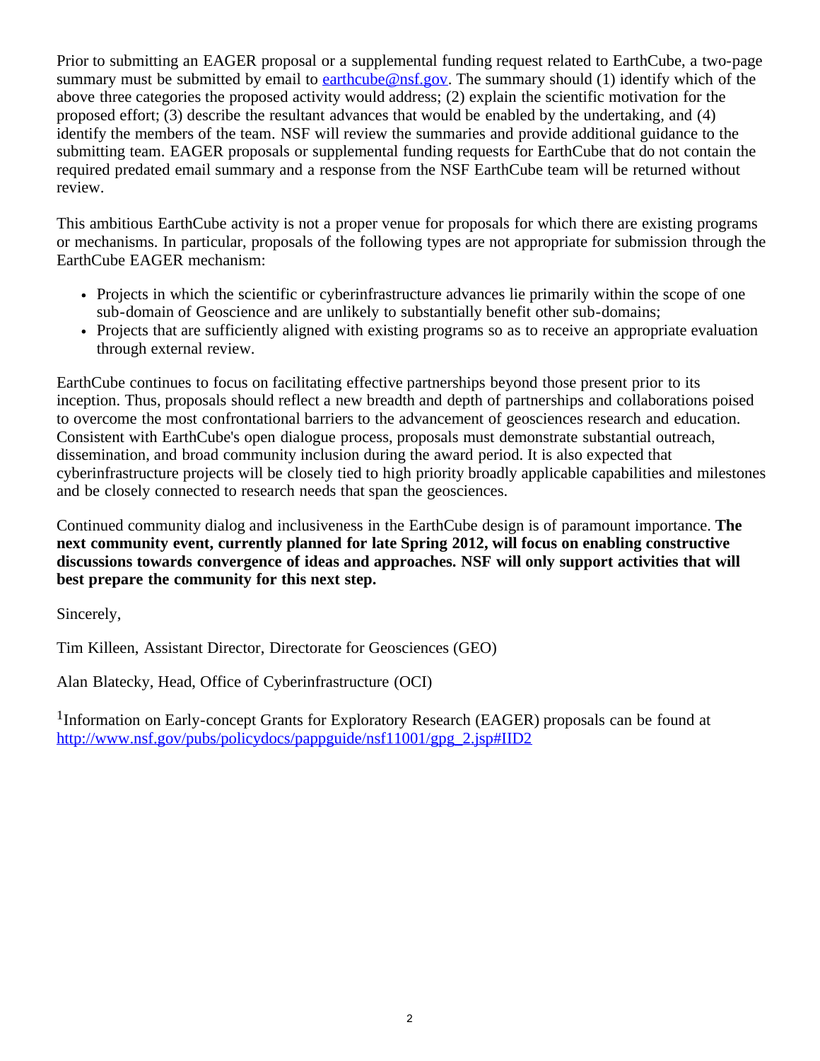Prior to submitting an EAGER proposal or a supplemental funding request related to EarthCube, a two-page summary must be submitted by email to earthcube@nsf.gov. The summary should (1) identify which of the above three categories the proposed activity would address; (2) explain the scientific motivation for the proposed effort; (3) describe the resultant advances that would be enabled by the undertaking, and (4) identify the members of the team. NSF will review the summaries and provide additional guidance to the submitting team. EAGER proposals or supplemental funding requests for EarthCube that do not contain the required predated email summary and a response from the NSF EarthCube team will be returned without review.

This ambitious EarthCube activity is not a proper venue for proposals for which there are existing programs or mechanisms. In particular, proposals of the following types are not appropriate for submission through the EarthCube EAGER mechanism:

- Projects in which the scientific or cyberinfrastructure advances lie primarily within the scope of one sub-domain of Geoscience and are unlikely to substantially benefit other sub-domains;
- Projects that are sufficiently aligned with existing programs so as to receive an appropriate evaluation through external review.

EarthCube continues to focus on facilitating effective partnerships beyond those present prior to its inception. Thus, proposals should reflect a new breadth and depth of partnerships and collaborations poised to overcome the most confrontational barriers to the advancement of geosciences research and education. Consistent with EarthCube's open dialogue process, proposals must demonstrate substantial outreach, dissemination, and broad community inclusion during the award period. It is also expected that cyberinfrastructure projects will be closely tied to high priority broadly applicable capabilities and milestones and be closely connected to research needs that span the geosciences.

Continued community dialog and inclusiveness in the EarthCube design is of paramount importance. **The next community event, currently planned for late Spring 2012, will focus on enabling constructive discussions towards convergence of ideas and approaches. NSF will only support activities that will best prepare the community for this next step.**

Sincerely,

Tim Killeen, Assistant Director, Directorate for Geosciences (GEO)

Alan Blatecky, Head, Office of Cyberinfrastructure (OCI)

[1]Information on Early-concept Grants for Exploratory Research (EAGER) proposals can be found at http://www.nsf.gov/pubs/policydocs/pappguide/nsf11001/gpg_2.jsp#IID2